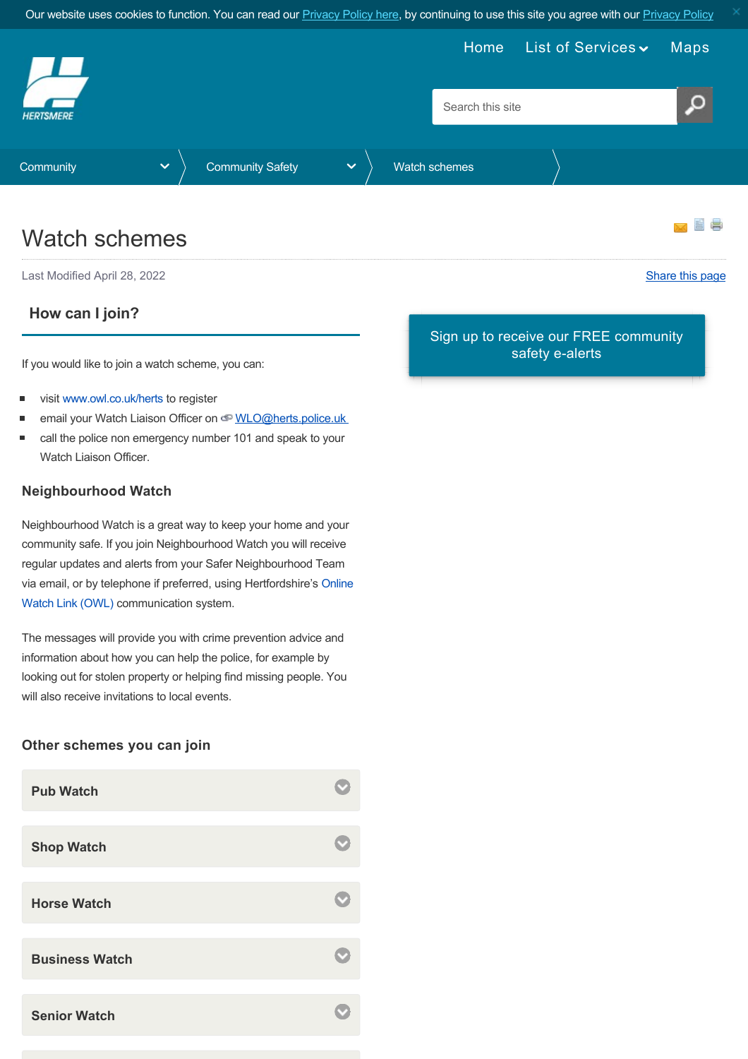Our website uses cookies to function. You can read our Privacy Policy here, by continuing to use this site you agree with our Privacy Policy

Home List of Services Maps

HERTSMERE

Search this site

Community > Community Safety > Watch schemes

# Watch schemes

Last Modified April 28, 2022

Share this page

## How can I join?

If you would like to join a watch scheme, you can:

- visit www.owl.co.uk/herts to register
- email your Watch Liaison Officer on WLO@herts.police.uk
- call the police non emergency number 101 and speak to your Watch Liaison Officer.

### Neighbourhood Watch

Neighbourhood Watch is a great way to keep your home and your community safe. If you join Neighbourhood Watch you will receive regular updates and alerts from your Safer Neighbourhood Team via email, or by telephone if preferred, using Hertfordshire's Online Watch Link (OWL) communication system.

The messages will provide you with crime prevention advice and information about how you can help the police, for example by looking out for stolen property or helping find missing people. You will also receive invitations to local events.

### Other schemes you can join

**Pub Watch**

**Shop Watch**

**Horse Watch**

**Business Watch**

**Senior Watch**

Sign up to receive our FREE community safety e-alerts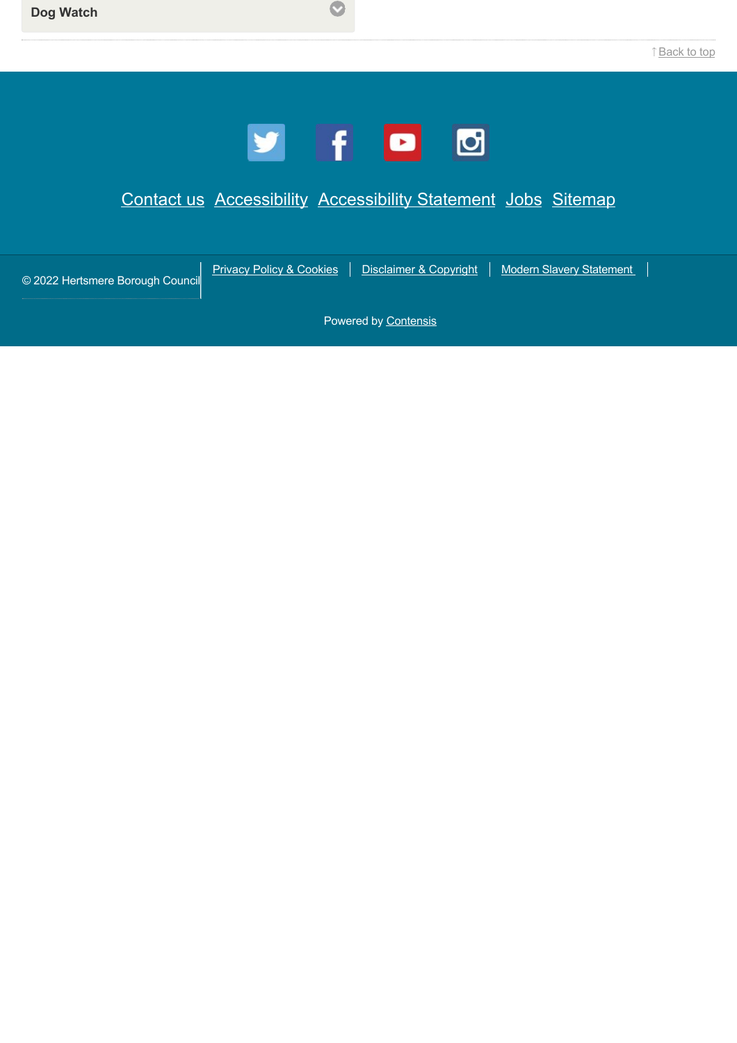**Dog Watch**

↑ Back to top

Contact us Accessibility Accessibility Statement Jobs Sitemap

© 2022 Hertsmere Borough Council

Privacy Policy & Cookies | Disclaimer & Copyright | Modern Slavery Statement

Powered by Contensis